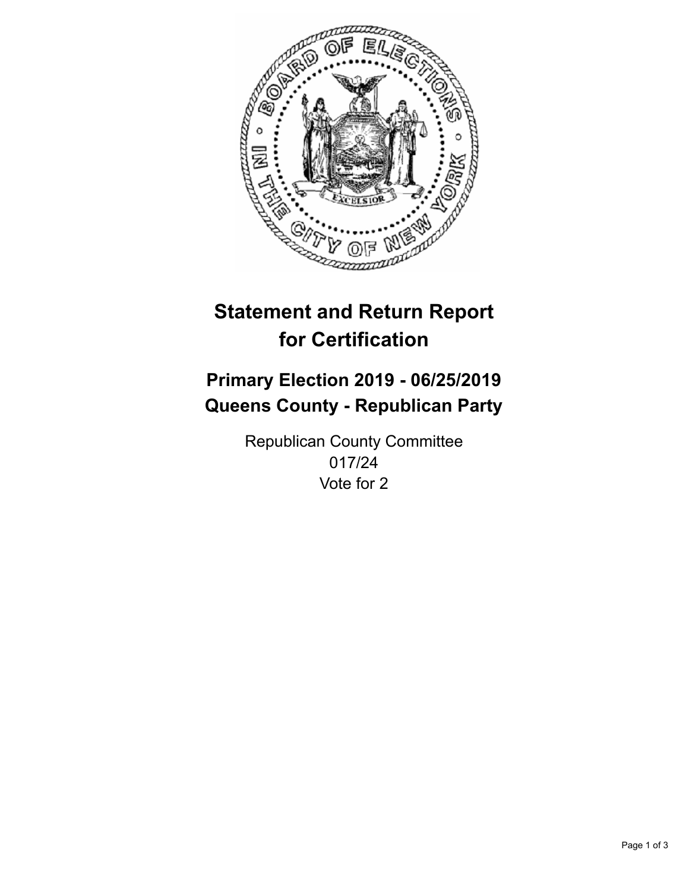# Statement and Return Report for Certification

## Primary Election 2019 - 06/25/2019
## Queens County - Republican Party

Republican County Committee
017/24
Vote for 2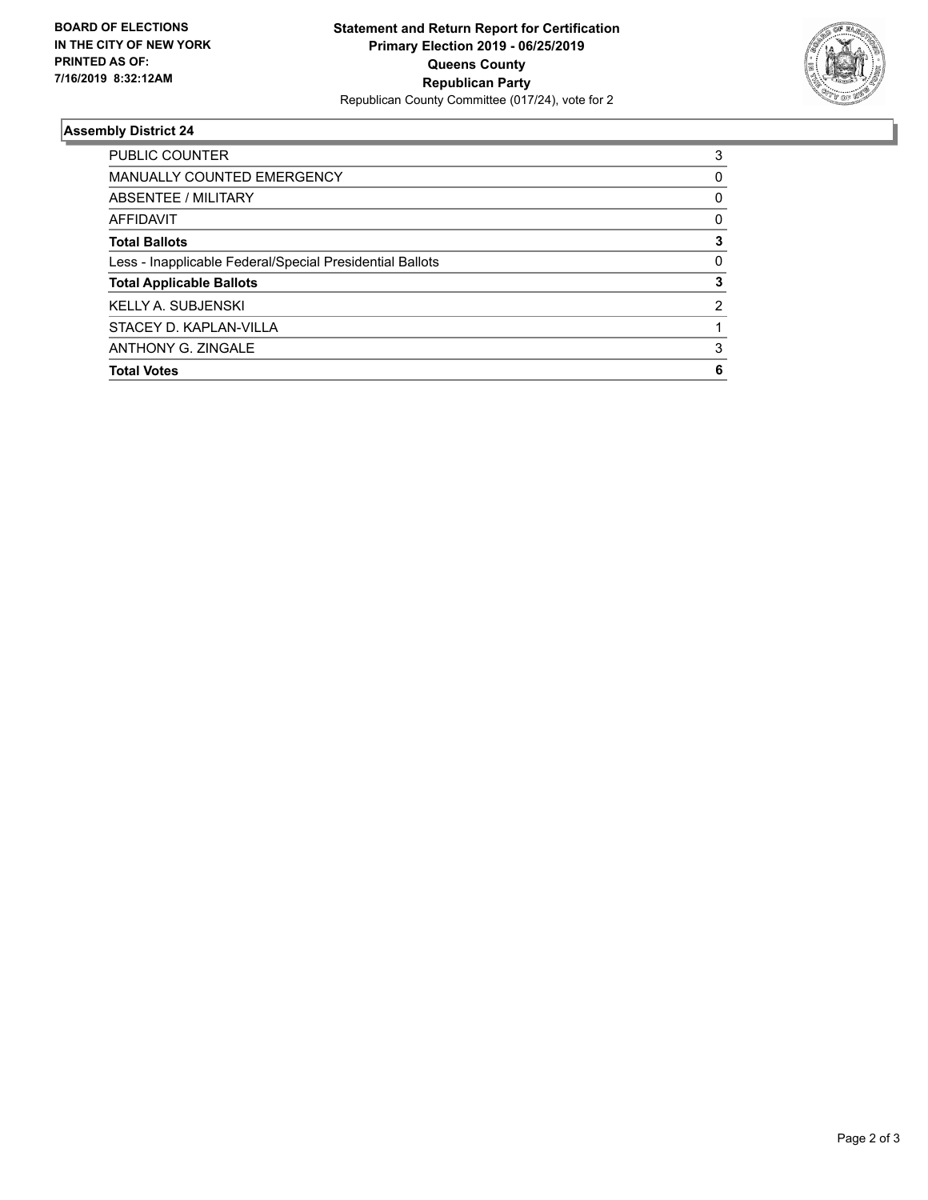**BOARD OF ELECTIONS IN THE CITY OF NEW YORK PRINTED AS OF: 7/16/2019 8:32:12AM**

**Statement and Return Report for Certification**
**Primary Election 2019 - 06/25/2019**
**Queens County**
**Republican Party**
Republican County Committee (017/24), vote for 2

### Assembly District 24

| | |
|---|---|
| PUBLIC COUNTER | 3 |
| MANUALLY COUNTED EMERGENCY | 0 |
| ABSENTEE / MILITARY | 0 |
| AFFIDAVIT | 0 |
| **Total Ballots** | **3** |
| Less - Inapplicable Federal/Special Presidential Ballots | 0 |
| **Total Applicable Ballots** | **3** |
| KELLY A. SUBJENSKI | 2 |
| STACEY D. KAPLAN-VILLA | 1 |
| ANTHONY G. ZINGALE | 3 |
| **Total Votes** | **6** |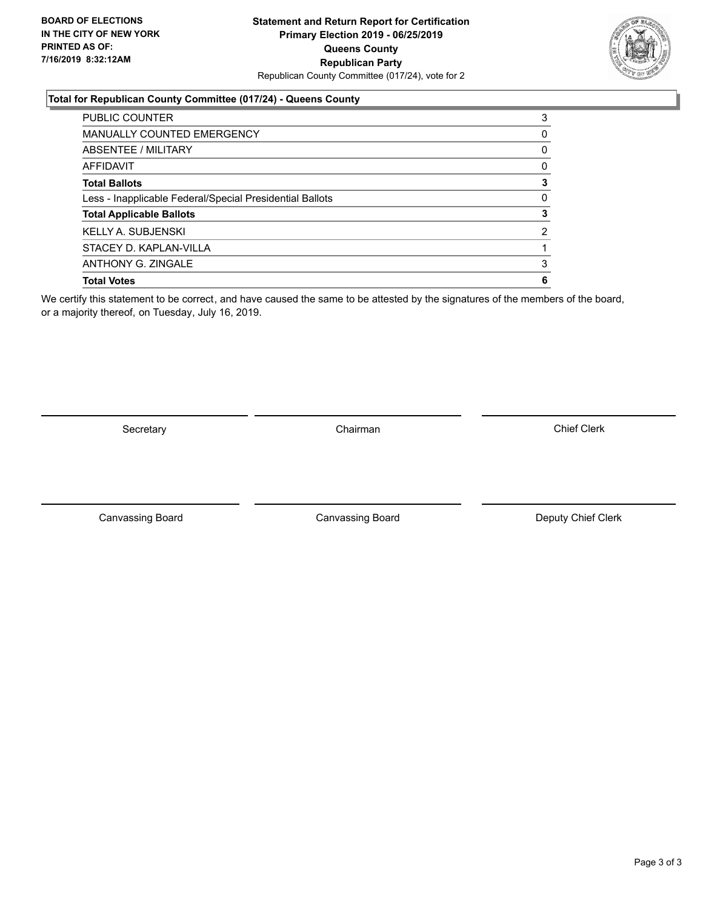**BOARD OF ELECTIONS IN THE CITY OF NEW YORK PRINTED AS OF: 7/16/2019 8:32:12AM**

**Statement and Return Report for Certification Primary Election 2019 - 06/25/2019 Queens County Republican Party**

Republican County Committee (017/24), vote for 2

**Total for Republican County Committee (017/24) - Queens County**

| | |
|---|---|
| PUBLIC COUNTER | 3 |
| MANUALLY COUNTED EMERGENCY | 0 |
| ABSENTEE / MILITARY | 0 |
| AFFIDAVIT | 0 |
| **Total Ballots** | **3** |
| Less - Inapplicable Federal/Special Presidential Ballots | 0 |
| **Total Applicable Ballots** | **3** |
| KELLY A. SUBJENSKI | 2 |
| STACEY D. KAPLAN-VILLA | 1 |
| ANTHONY G. ZINGALE | 3 |
| **Total Votes** | **6** |

We certify this statement to be correct, and have caused the same to be attested by the signatures of the members of the board, or a majority thereof, on Tuesday, July 16, 2019.

| | | |
|---|---|---|
| Secretary | Chairman | Chief Clerk |
| Canvassing Board | Canvassing Board | Deputy Chief Clerk |